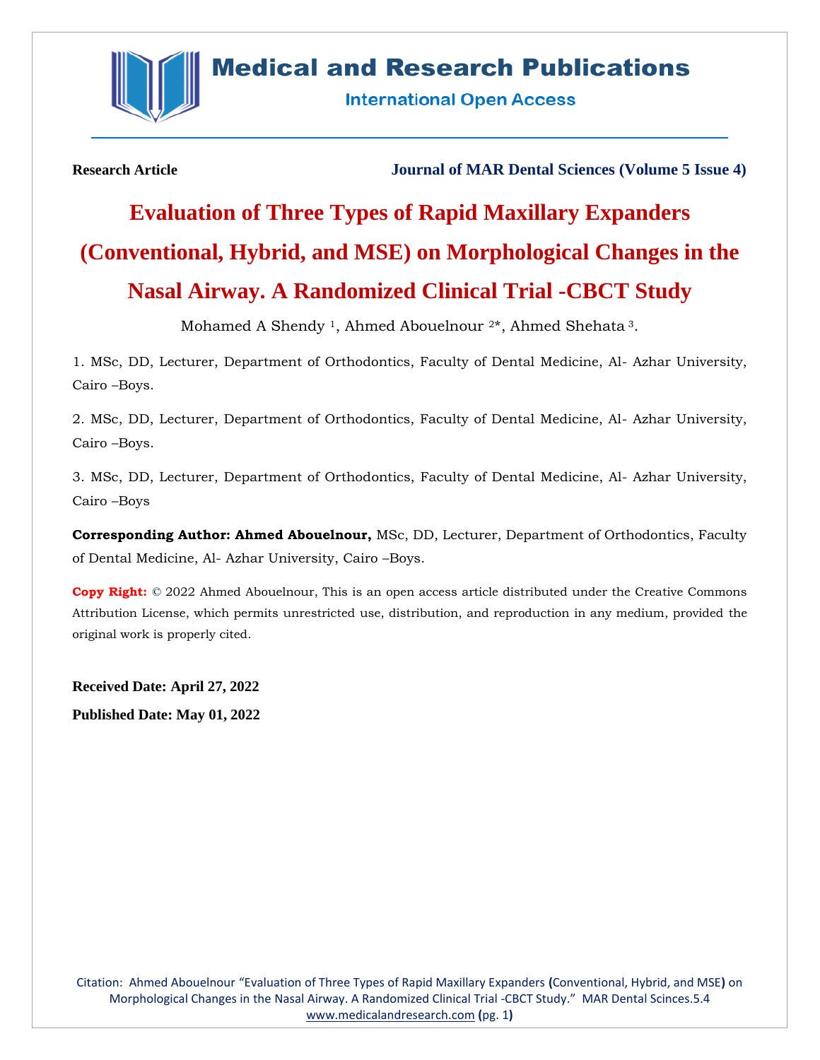**Research Article** **Journal of MAR Dental Sciences (Volume 5 Issue 4)**

# Evaluation of Three Types of Rapid Maxillary Expanders (Conventional, Hybrid, and MSE) on Morphological Changes in the Nasal Airway. A Randomized Clinical Trial -CBCT Study

Mohamed A Shendy [1], Ahmed Abouelnour [2]*, Ahmed Shehata [3].

1. MSc, DD, Lecturer, Department of Orthodontics, Faculty of Dental Medicine, Al- Azhar University, Cairo –Boys.

2. MSc, DD, Lecturer, Department of Orthodontics, Faculty of Dental Medicine, Al- Azhar University, Cairo –Boys.

3. MSc, DD, Lecturer, Department of Orthodontics, Faculty of Dental Medicine, Al- Azhar University, Cairo –Boys

**Corresponding Author: Ahmed Abouelnour,** MSc, DD, Lecturer, Department of Orthodontics, Faculty of Dental Medicine, Al- Azhar University, Cairo –Boys.

**Copy Right:** © 2022 Ahmed Abouelnour, This is an open access article distributed under the Creative Commons Attribution License, which permits unrestricted use, distribution, and reproduction in any medium, provided the original work is properly cited.

**Received Date: April 27, 2022**

**Published Date: May 01, 2022**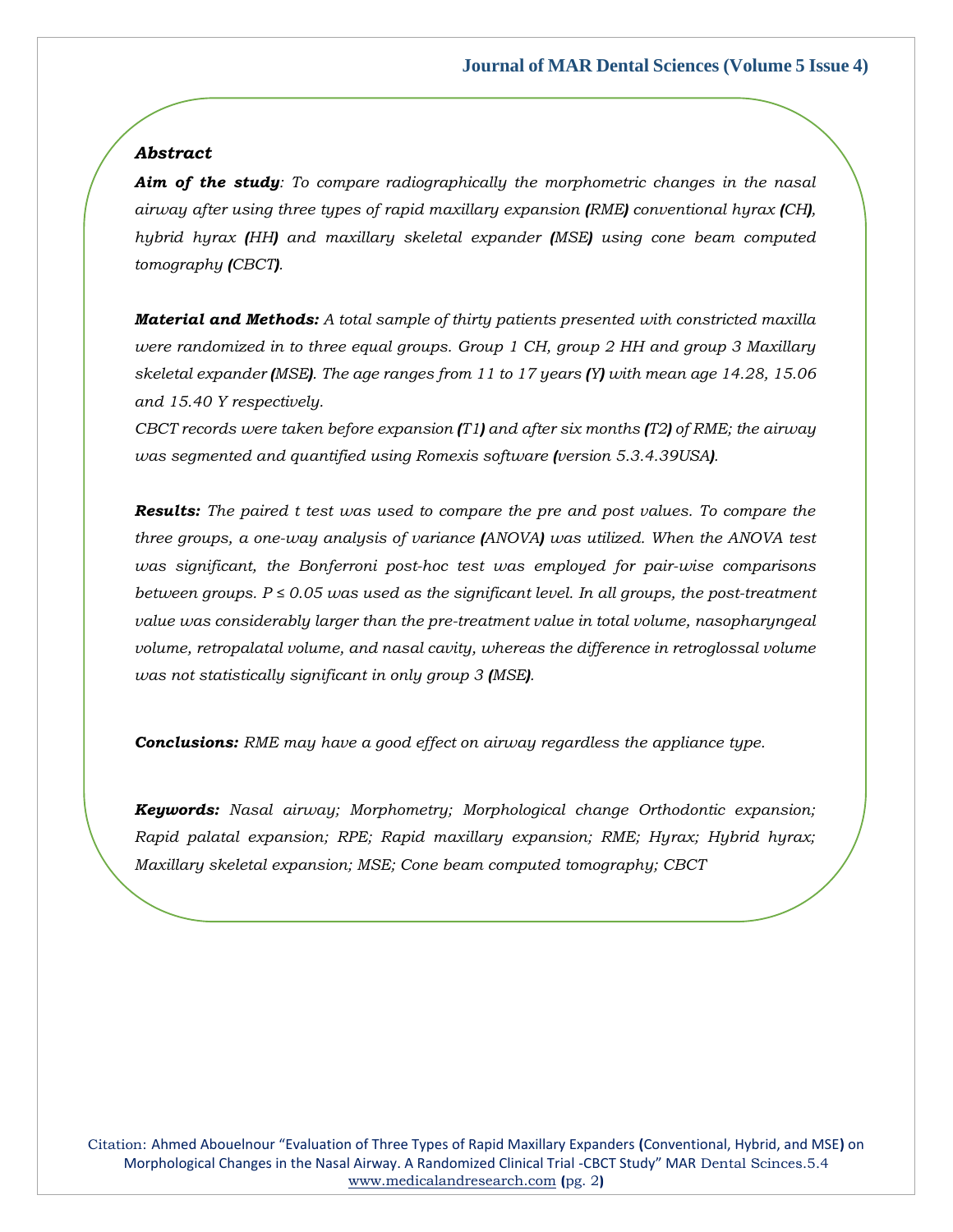## *Abstract*

***Aim of the study**: To compare radiographically the morphometric changes in the nasal airway after using three types of rapid maxillary expansion (RME) conventional hyrax (CH), hybrid hyrax (HH) and maxillary skeletal expander (MSE) using cone beam computed tomography (CBCT).*

***Material and Methods:** A total sample of thirty patients presented with constricted maxilla were randomized in to three equal groups. Group 1 CH, group 2 HH and group 3 Maxillary skeletal expander (MSE). The age ranges from 11 to 17 years (Y) with mean age 14.28, 15.06 and 15.40 Y respectively.*

*CBCT records were taken before expansion (T1) and after six months (T2) of RME; the airway was segmented and quantified using Romexis software (version 5.3.4.39USA).*

***Results:** The paired t test was used to compare the pre and post values. To compare the three groups, a one-way analysis of variance (ANOVA) was utilized. When the ANOVA test was significant, the Bonferroni post-hoc test was employed for pair-wise comparisons between groups. $P \leq 0.05$ was used as the significant level. In all groups, the post-treatment value was considerably larger than the pre-treatment value in total volume, nasopharyngeal volume, retropalatal volume, and nasal cavity, whereas the difference in retroglossal volume was not statistically significant in only group 3 (MSE).*

***Conclusions:** RME may have a good effect on airway regardless the appliance type.*

***Keywords:** Nasal airway; Morphometry; Morphological change Orthodontic expansion; Rapid palatal expansion; RPE; Rapid maxillary expansion; RME; Hyrax; Hybrid hyrax; Maxillary skeletal expansion; MSE; Cone beam computed tomography; CBCT*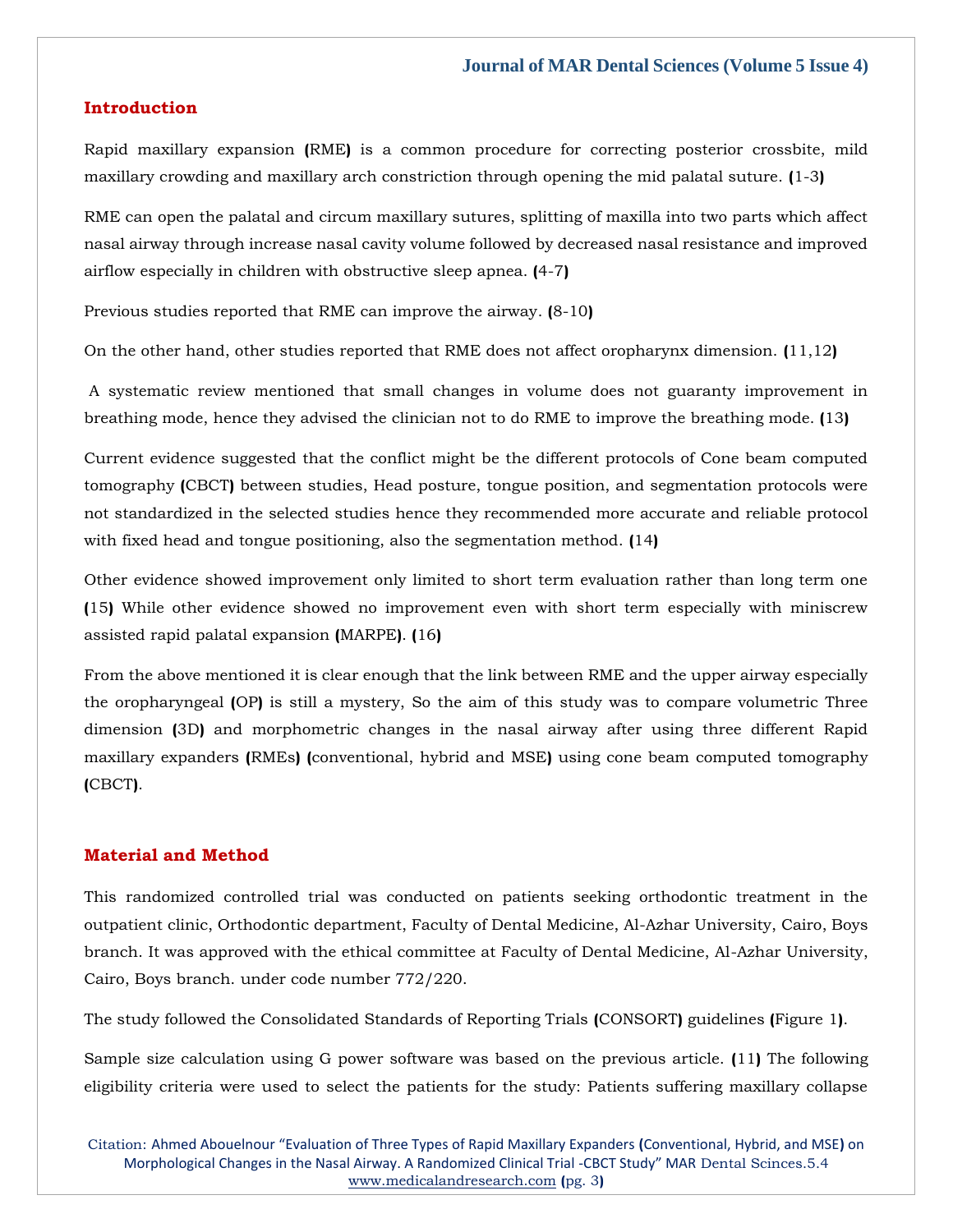## Introduction

Rapid maxillary expansion (RME) is a common procedure for correcting posterior crossbite, mild maxillary crowding and maxillary arch constriction through opening the mid palatal suture. (1-3)

RME can open the palatal and circum maxillary sutures, splitting of maxilla into two parts which affect nasal airway through increase nasal cavity volume followed by decreased nasal resistance and improved airflow especially in children with obstructive sleep apnea. (4-7)

Previous studies reported that RME can improve the airway. (8-10)

On the other hand, other studies reported that RME does not affect oropharynx dimension. (11,12)

A systematic review mentioned that small changes in volume does not guaranty improvement in breathing mode, hence they advised the clinician not to do RME to improve the breathing mode. (13)

Current evidence suggested that the conflict might be the different protocols of Cone beam computed tomography (CBCT) between studies, Head posture, tongue position, and segmentation protocols were not standardized in the selected studies hence they recommended more accurate and reliable protocol with fixed head and tongue positioning, also the segmentation method. (14)

Other evidence showed improvement only limited to short term evaluation rather than long term one (15) While other evidence showed no improvement even with short term especially with miniscrew assisted rapid palatal expansion (MARPE). (16)

From the above mentioned it is clear enough that the link between RME and the upper airway especially the oropharyngeal (OP) is still a mystery, So the aim of this study was to compare volumetric Three dimension (3D) and morphometric changes in the nasal airway after using three different Rapid maxillary expanders (RMEs) (conventional, hybrid and MSE) using cone beam computed tomography (CBCT).

## Material and Method

This randomized controlled trial was conducted on patients seeking orthodontic treatment in the outpatient clinic, Orthodontic department, Faculty of Dental Medicine, Al-Azhar University, Cairo, Boys branch. It was approved with the ethical committee at Faculty of Dental Medicine, Al-Azhar University, Cairo, Boys branch. under code number 772/220.

The study followed the Consolidated Standards of Reporting Trials (CONSORT) guidelines (Figure 1).

Sample size calculation using G power software was based on the previous article. (11) The following eligibility criteria were used to select the patients for the study: Patients suffering maxillary collapse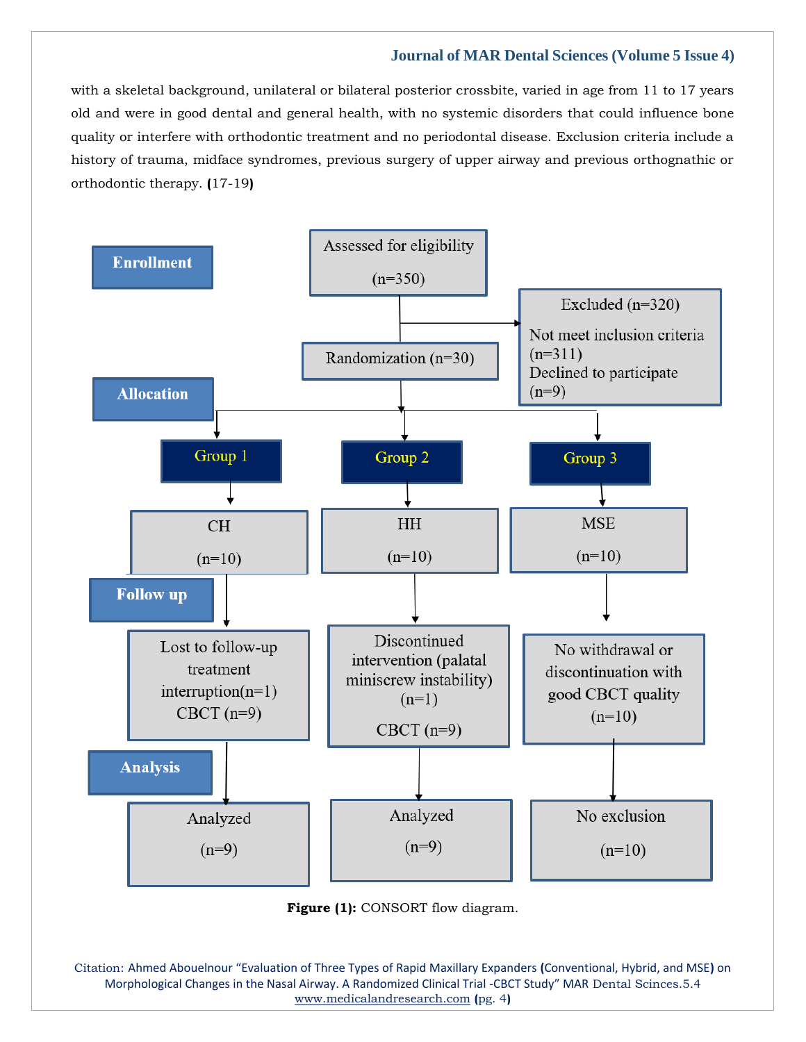with a skeletal background, unilateral or bilateral posterior crossbite, varied in age from 11 to 17 years old and were in good dental and general health, with no systemic disorders that could influence bone quality or interfere with orthodontic treatment and no periodontal disease. Exclusion criteria include a history of trauma, midface syndromes, previous surgery of upper airway and previous orthognathic or orthodontic therapy. (17-19)

**Enrollment**

Assessed for eligibility (n=350)

Excluded (n=320)
- Not meet inclusion criteria (n=311)
- Declined to participate (n=9)

Randomization (n=30)

**Allocation**

| Group 1 | Group 2 | Group 3 |
|---|---|---|
| CH (n=10) | HH (n=10) | MSE (n=10) |

**Follow up**

| Group 1 | Group 2 | Group 3 |
|---|---|---|
| Lost to follow-up treatment interruption(n=1) CBCT (n=9) | Discontinued intervention (palatal miniscrew instability) (n=1) CBCT (n=9) | No withdrawal or discontinuation with good CBCT quality (n=10) |

**Analysis**

| Group 1 | Group 2 | Group 3 |
|---|---|---|
| Analyzed (n=9) | Analyzed (n=9) | No exclusion (n=10) |

**Figure (1):** CONSORT flow diagram.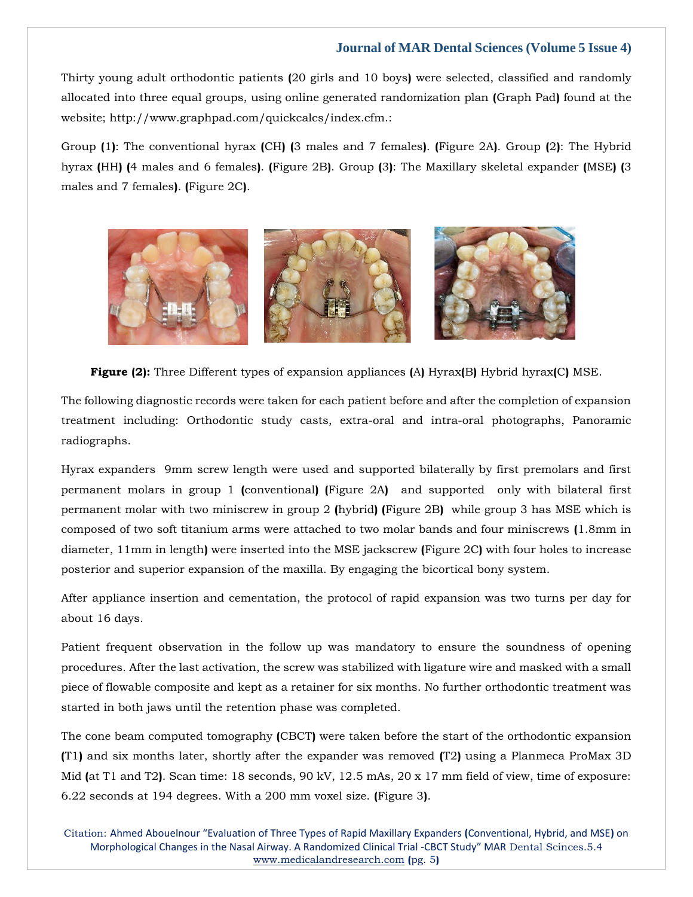Thirty young adult orthodontic patients (20 girls and 10 boys) were selected, classified and randomly allocated into three equal groups, using online generated randomization plan (Graph Pad) found at the website; http://www.graphpad.com/quickcalcs/index.cfm.:

Group (1): The conventional hyrax (CH) (3 males and 7 females). (Figure 2A). Group (2): The Hybrid hyrax (HH) (4 males and 6 females). (Figure 2B). Group (3): The Maxillary skeletal expander (MSE) (3 males and 7 females). (Figure 2C).

**Figure (2):** Three Different types of expansion appliances (A) Hyrax(B) Hybrid hyrax(C) MSE.

The following diagnostic records were taken for each patient before and after the completion of expansion treatment including: Orthodontic study casts, extra-oral and intra-oral photographs, Panoramic radiographs.

Hyrax expanders 9mm screw length were used and supported bilaterally by first premolars and first permanent molars in group 1 (conventional) (Figure 2A) and supported only with bilateral first permanent molar with two miniscrew in group 2 (hybrid) (Figure 2B) while group 3 has MSE which is composed of two soft titanium arms were attached to two molar bands and four miniscrews (1.8mm in diameter, 11mm in length) were inserted into the MSE jackscrew (Figure 2C) with four holes to increase posterior and superior expansion of the maxilla. By engaging the bicortical bony system.

After appliance insertion and cementation, the protocol of rapid expansion was two turns per day for about 16 days.

Patient frequent observation in the follow up was mandatory to ensure the soundness of opening procedures. After the last activation, the screw was stabilized with ligature wire and masked with a small piece of flowable composite and kept as a retainer for six months. No further orthodontic treatment was started in both jaws until the retention phase was completed.

The cone beam computed tomography (CBCT) were taken before the start of the orthodontic expansion (T1) and six months later, shortly after the expander was removed (T2) using a Planmeca ProMax 3D Mid (at T1 and T2). Scan time: 18 seconds, 90 kV, 12.5 mAs, 20 x 17 mm field of view, time of exposure: 6.22 seconds at 194 degrees. With a 200 mm voxel size. (Figure 3).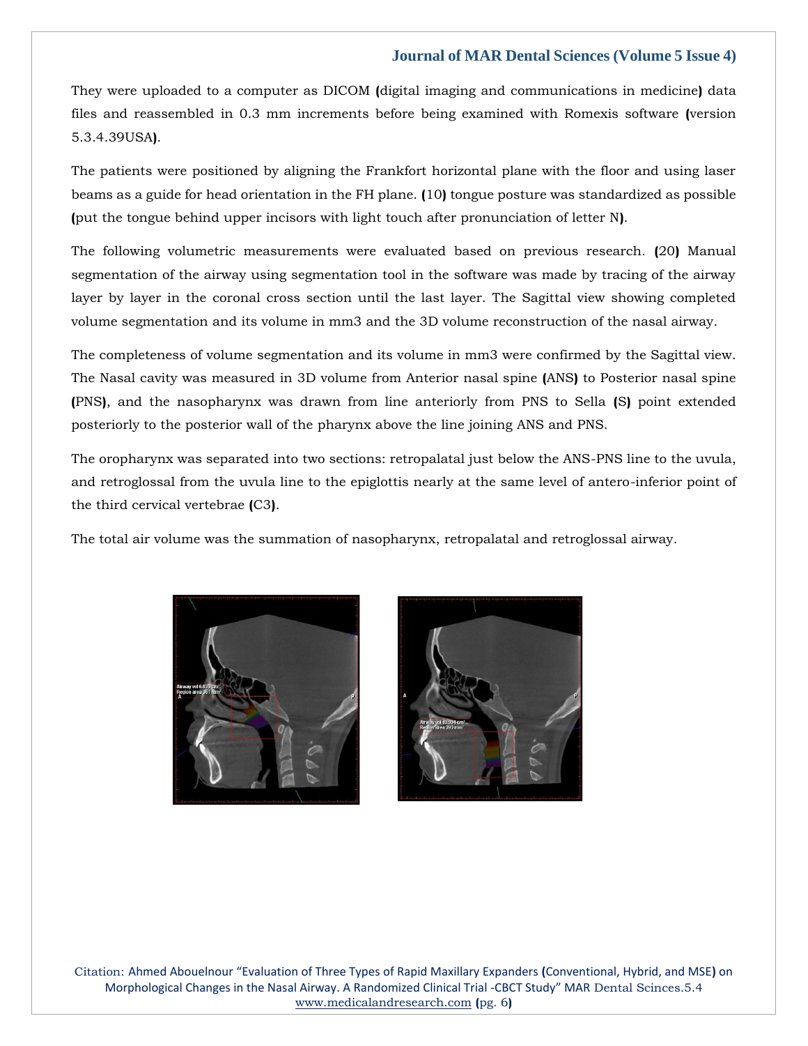They were uploaded to a computer as DICOM (digital imaging and communications in medicine) data files and reassembled in 0.3 mm increments before being examined with Romexis software (version 5.3.4.39USA).

The patients were positioned by aligning the Frankfort horizontal plane with the floor and using laser beams as a guide for head orientation in the FH plane. (10) tongue posture was standardized as possible (put the tongue behind upper incisors with light touch after pronunciation of letter N).

The following volumetric measurements were evaluated based on previous research. (20) Manual segmentation of the airway using segmentation tool in the software was made by tracing of the airway layer by layer in the coronal cross section until the last layer. The Sagittal view showing completed volume segmentation and its volume in mm3 and the 3D volume reconstruction of the nasal airway.

The completeness of volume segmentation and its volume in mm3 were confirmed by the Sagittal view. The Nasal cavity was measured in 3D volume from Anterior nasal spine (ANS) to Posterior nasal spine (PNS), and the nasopharynx was drawn from line anteriorly from PNS to Sella (S) point extended posteriorly to the posterior wall of the pharynx above the line joining ANS and PNS.

The oropharynx was separated into two sections: retropalatal just below the ANS-PNS line to the uvula, and retroglossal from the uvula line to the epiglottis nearly at the same level of antero-inferior point of the third cervical vertebrae (C3).

The total air volume was the summation of nasopharynx, retropalatal and retroglossal airway.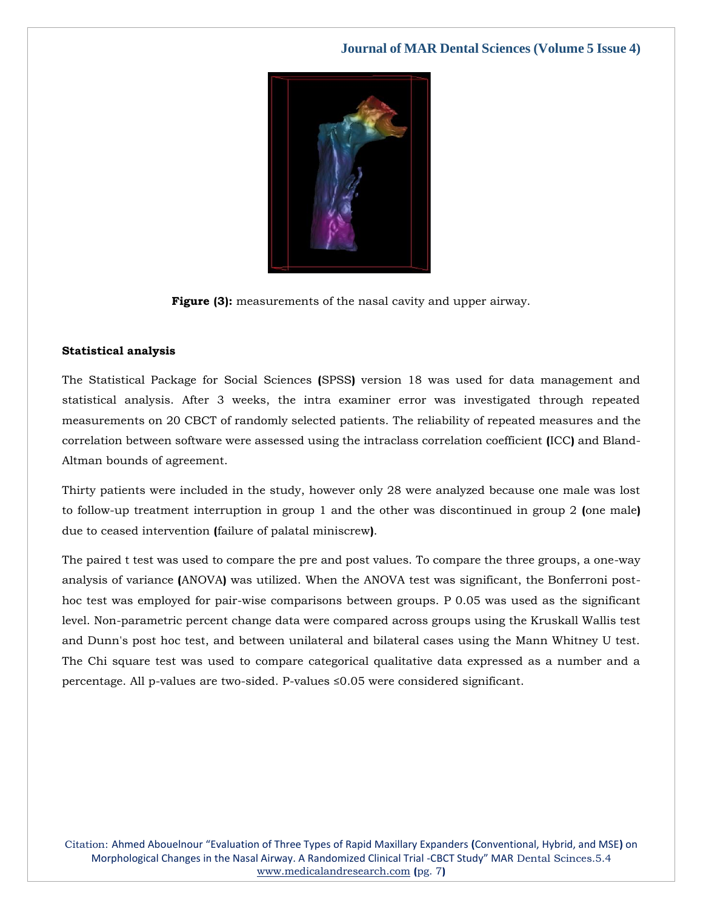**Figure (3):** measurements of the nasal cavity and upper airway.

**Statistical analysis**

The Statistical Package for Social Sciences (SPSS) version 18 was used for data management and statistical analysis. After 3 weeks, the intra examiner error was investigated through repeated measurements on 20 CBCT of randomly selected patients. The reliability of repeated measures and the correlation between software were assessed using the intraclass correlation coefficient (ICC) and Bland-Altman bounds of agreement.

Thirty patients were included in the study, however only 28 were analyzed because one male was lost to follow-up treatment interruption in group 1 and the other was discontinued in group 2 (one male) due to ceased intervention (failure of palatal miniscrew).

The paired t test was used to compare the pre and post values. To compare the three groups, a one-way analysis of variance (ANOVA) was utilized. When the ANOVA test was significant, the Bonferroni post-hoc test was employed for pair-wise comparisons between groups. P 0.05 was used as the significant level. Non-parametric percent change data were compared across groups using the Kruskall Wallis test and Dunn's post hoc test, and between unilateral and bilateral cases using the Mann Whitney U test. The Chi square test was used to compare categorical qualitative data expressed as a number and a percentage. All p-values are two-sided. P-values $\leq 0.05$ were considered significant.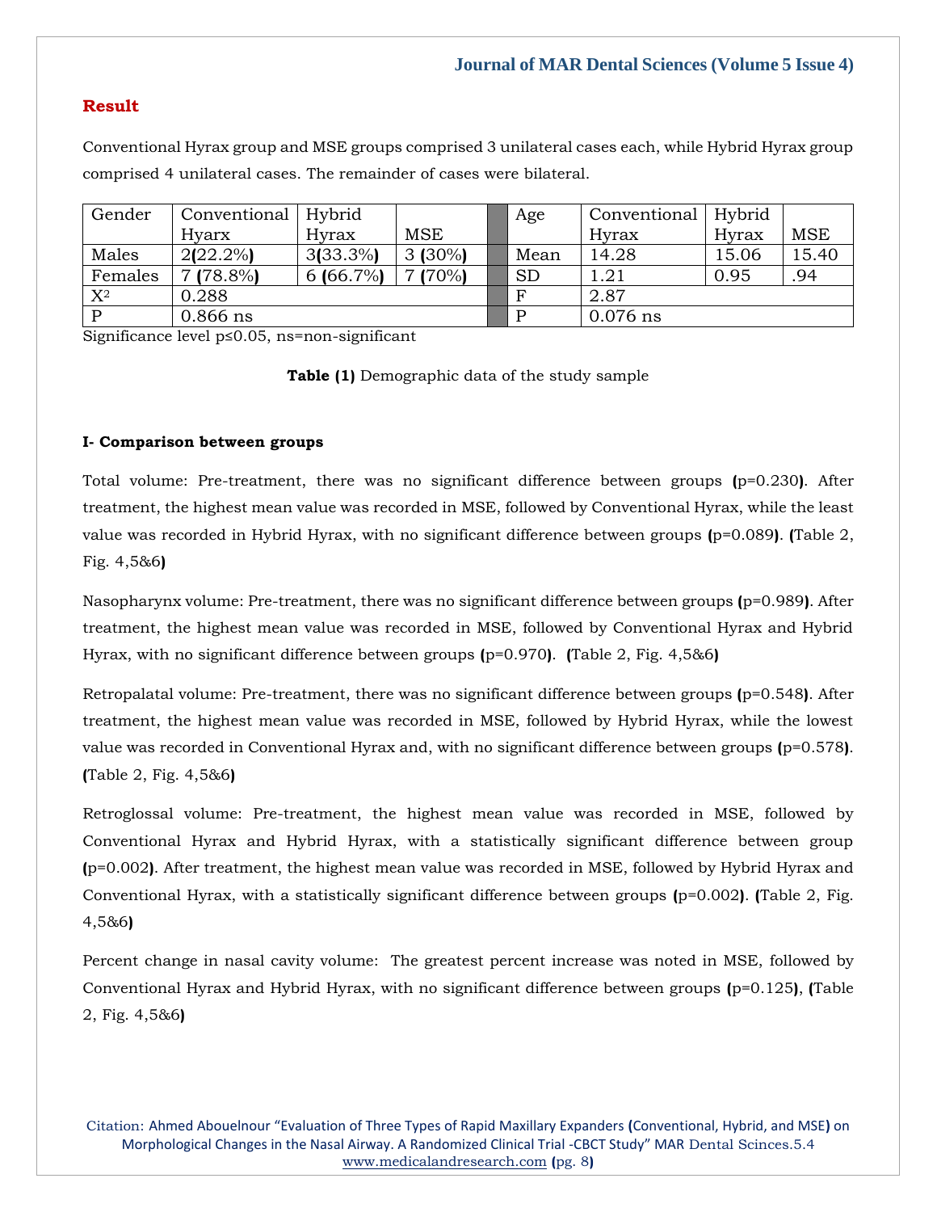## Result

Conventional Hyrax group and MSE groups comprised 3 unilateral cases each, while Hybrid Hyrax group comprised 4 unilateral cases. The remainder of cases were bilateral.

| Gender | Conventional Hyarx | Hybrid Hyrax | MSE | | Age | Conventional Hyrax | Hybrid Hyrax | MSE |
|---|---|---|---|---|---|---|---|---|
| Males | 2(22.2%) | 3(33.3%) | 3 (30%) | | Mean | 14.28 | 15.06 | 15.40 |
| Females | 7 (78.8%) | 6 (66.7%) | 7 (70%) | | SD | 1.21 | 0.95 | .94 |
| $X^2$ | 0.288 | | | | F | 2.87 | | |
| P | 0.866 ns | | | | P | 0.076 ns | | |

Significance level p≤0.05, ns=non-significant

**Table (1)** Demographic data of the study sample

**I- Comparison between groups**

Total volume: Pre-treatment, there was no significant difference between groups (p=0.230). After treatment, the highest mean value was recorded in MSE, followed by Conventional Hyrax, while the least value was recorded in Hybrid Hyrax, with no significant difference between groups (p=0.089). (Table 2, Fig. 4,5&6)

Nasopharynx volume: Pre-treatment, there was no significant difference between groups (p=0.989). After treatment, the highest mean value was recorded in MSE, followed by Conventional Hyrax and Hybrid Hyrax, with no significant difference between groups (p=0.970). (Table 2, Fig. 4,5&6)

Retropalatal volume: Pre-treatment, there was no significant difference between groups (p=0.548). After treatment, the highest mean value was recorded in MSE, followed by Hybrid Hyrax, while the lowest value was recorded in Conventional Hyrax and, with no significant difference between groups (p=0.578). (Table 2, Fig. 4,5&6)

Retroglossal volume: Pre-treatment, the highest mean value was recorded in MSE, followed by Conventional Hyrax and Hybrid Hyrax, with a statistically significant difference between group (p=0.002). After treatment, the highest mean value was recorded in MSE, followed by Hybrid Hyrax and Conventional Hyrax, with a statistically significant difference between groups (p=0.002). (Table 2, Fig. 4,5&6)

Percent change in nasal cavity volume: The greatest percent increase was noted in MSE, followed by Conventional Hyrax and Hybrid Hyrax, with no significant difference between groups (p=0.125), (Table 2, Fig. 4,5&6)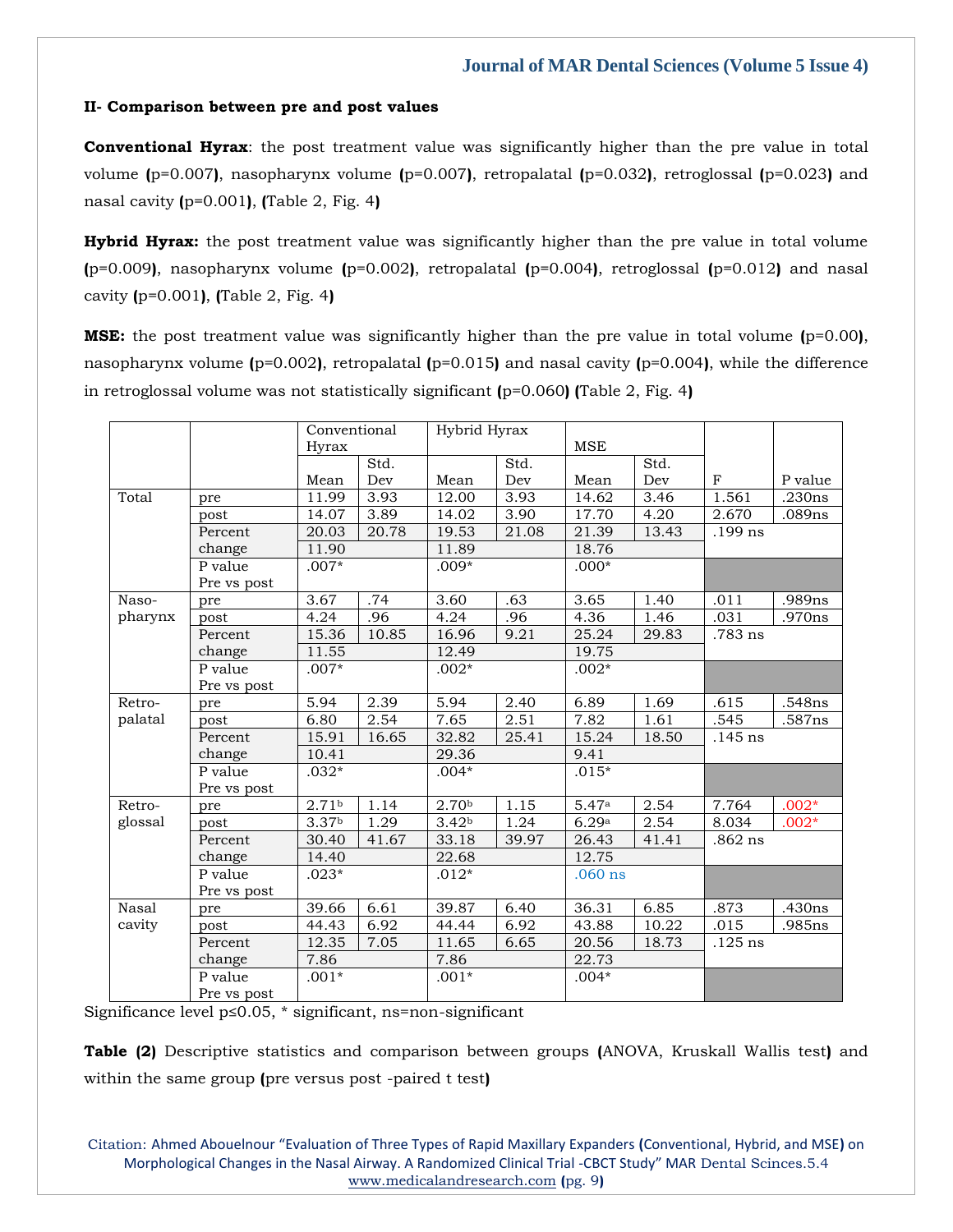**II- Comparison between pre and post values**

**Conventional Hyrax**: the post treatment value was significantly higher than the pre value in total volume (p=0.007), nasopharynx volume (p=0.007), retropalatal (p=0.032), retroglossal (p=0.023) and nasal cavity (p=0.001), (Table 2, Fig. 4)

**Hybrid Hyrax:** the post treatment value was significantly higher than the pre value in total volume (p=0.009), nasopharynx volume (p=0.002), retropalatal (p=0.004), retroglossal (p=0.012) and nasal cavity (p=0.001), (Table 2, Fig. 4)

**MSE:** the post treatment value was significantly higher than the pre value in total volume (p=0.00), nasopharynx volume (p=0.002), retropalatal (p=0.015) and nasal cavity (p=0.004), while the difference in retroglossal volume was not statistically significant (p=0.060) (Table 2, Fig. 4)

| | | Conventional Hyrax | | Hybrid Hyrax | | MSE | | | |
|---|---|---|---|---|---|---|---|---|---|
| | | Mean | Std. Dev | Mean | Std. Dev | Mean | Std. Dev | F | P value |
| Total | pre | 11.99 | 3.93 | 12.00 | 3.93 | 14.62 | 3.46 | 1.561 | .230ns |
| | post | 14.07 | 3.89 | 14.02 | 3.90 | 17.70 | 4.20 | 2.670 | .089ns |
| | Percent change | 20.03 | 20.78 | 19.53 | 21.08 | 21.39 | 13.43 | .199 ns | |
| | | 11.90 | | 11.89 | | 18.76 | | | |
| | P value Pre vs post | .007* | | .009* | | .000* | | | |
| Naso-pharynx | pre | 3.67 | .74 | 3.60 | .63 | 3.65 | 1.40 | .011 | .989ns |
| | post | 4.24 | .96 | 4.24 | .96 | 4.36 | 1.46 | .031 | .970ns |
| | Percent change | 15.36 | 10.85 | 16.96 | 9.21 | 25.24 | 29.83 | .783 ns | |
| | | 11.55 | | 12.49 | | 19.75 | | | |
| | P value Pre vs post | .007* | | .002* | | .002* | | | |
| Retro-palatal | pre | 5.94 | 2.39 | 5.94 | 2.40 | 6.89 | 1.69 | .615 | .548ns |
| | post | 6.80 | 2.54 | 7.65 | 2.51 | 7.82 | 1.61 | .545 | .587ns |
| | Percent change | 15.91 | 16.65 | 32.82 | 25.41 | 15.24 | 18.50 | .145 ns | |
| | | 10.41 | | 29.36 | | 9.41 | | | |
| | P value Pre vs post | .032* | | .004* | | .015* | | | |
| Retro-glossal | pre | 2.71[b] | 1.14 | 2.70[b] | 1.15 | 5.47[a] | 2.54 | 7.764 | .002* |
| | post | 3.37[b] | 1.29 | 3.42[b] | 1.24 | 6.29[a] | 2.54 | 8.034 | .002* |
| | Percent change | 30.40 | 41.67 | 33.18 | 39.97 | 26.43 | 41.41 | .862 ns | |
| | | 14.40 | | 22.68 | | 12.75 | | | |
| | P value Pre vs post | .023* | | .012* | | .060 ns | | | |
| Nasal cavity | pre | 39.66 | 6.61 | 39.87 | 6.40 | 36.31 | 6.85 | .873 | .430ns |
| | post | 44.43 | 6.92 | 44.44 | 6.92 | 43.88 | 10.22 | .015 | .985ns |
| | Percent change | 12.35 | 7.05 | 11.65 | 6.65 | 20.56 | 18.73 | .125 ns | |
| | | 7.86 | | 7.86 | | 22.73 | | | |
| | P value Pre vs post | .001* | | .001* | | .004* | | | |

Significance level p≤0.05, * significant, ns=non-significant

**Table (2)** Descriptive statistics and comparison between groups (ANOVA, Kruskall Wallis test) and within the same group (pre versus post -paired t test)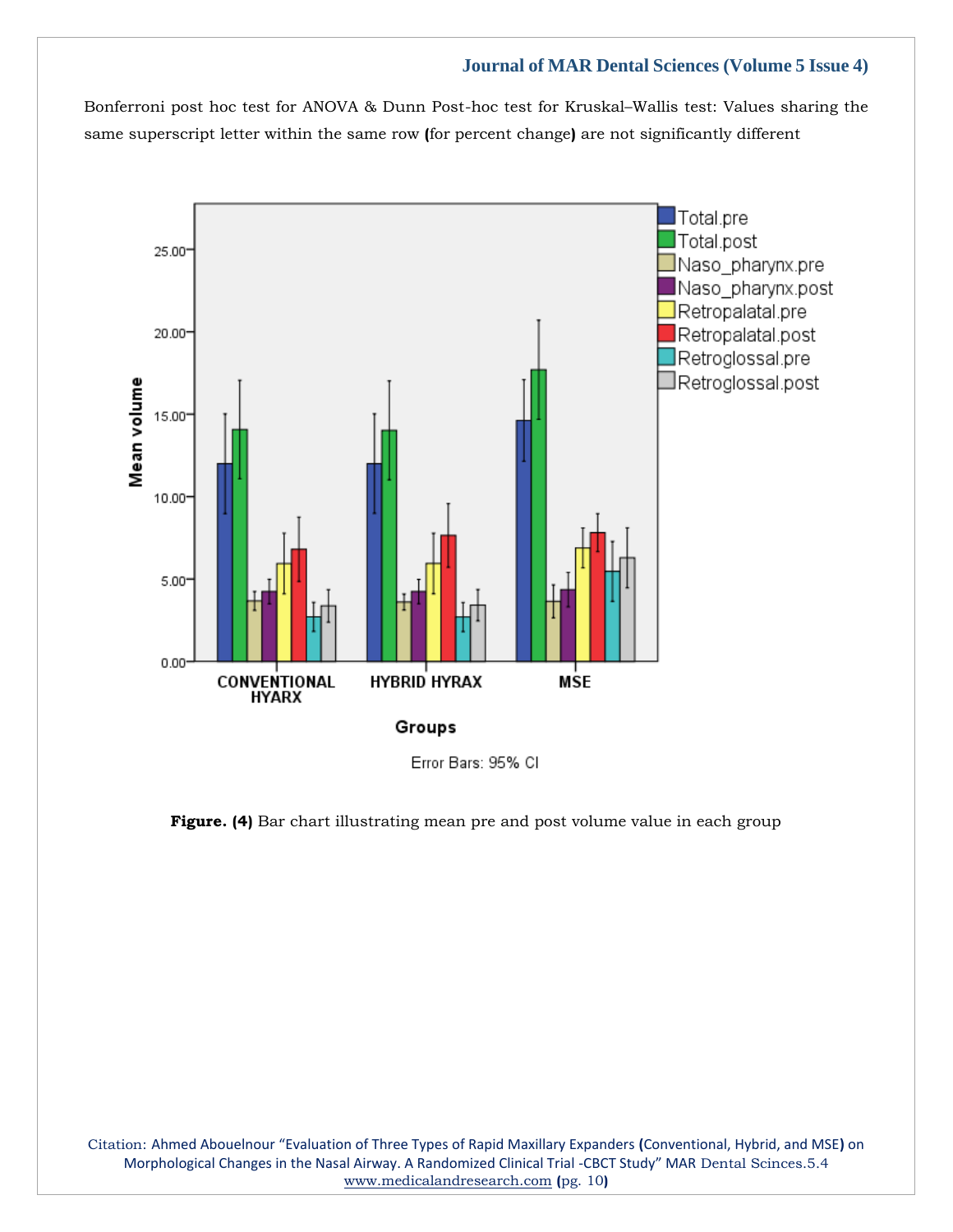Bonferroni post hoc test for ANOVA & Dunn Post-hoc test for Kruskal–Wallis test: Values sharing the same superscript letter within the same row (for percent change) are not significantly different

**Figure. (4)** Bar chart illustrating mean pre and post volume value in each group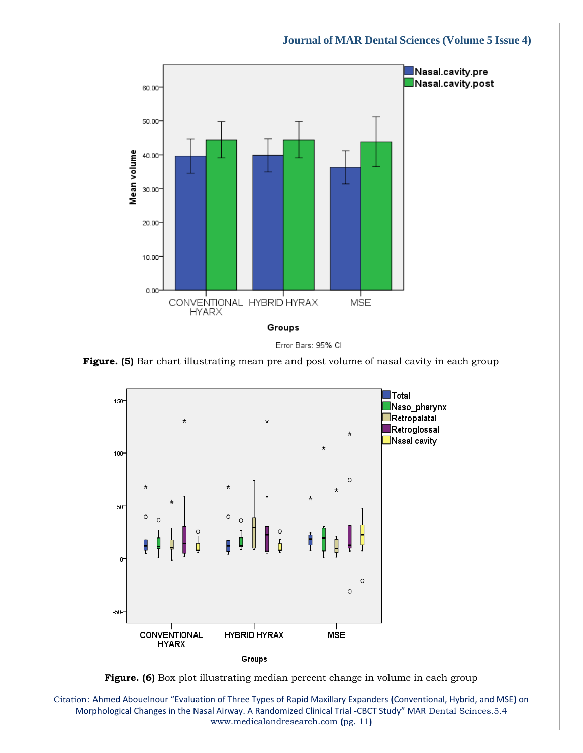**Figure. (5)** Bar chart illustrating mean pre and post volume of nasal cavity in each group

**Figure. (6)** Box plot illustrating median percent change in volume in each group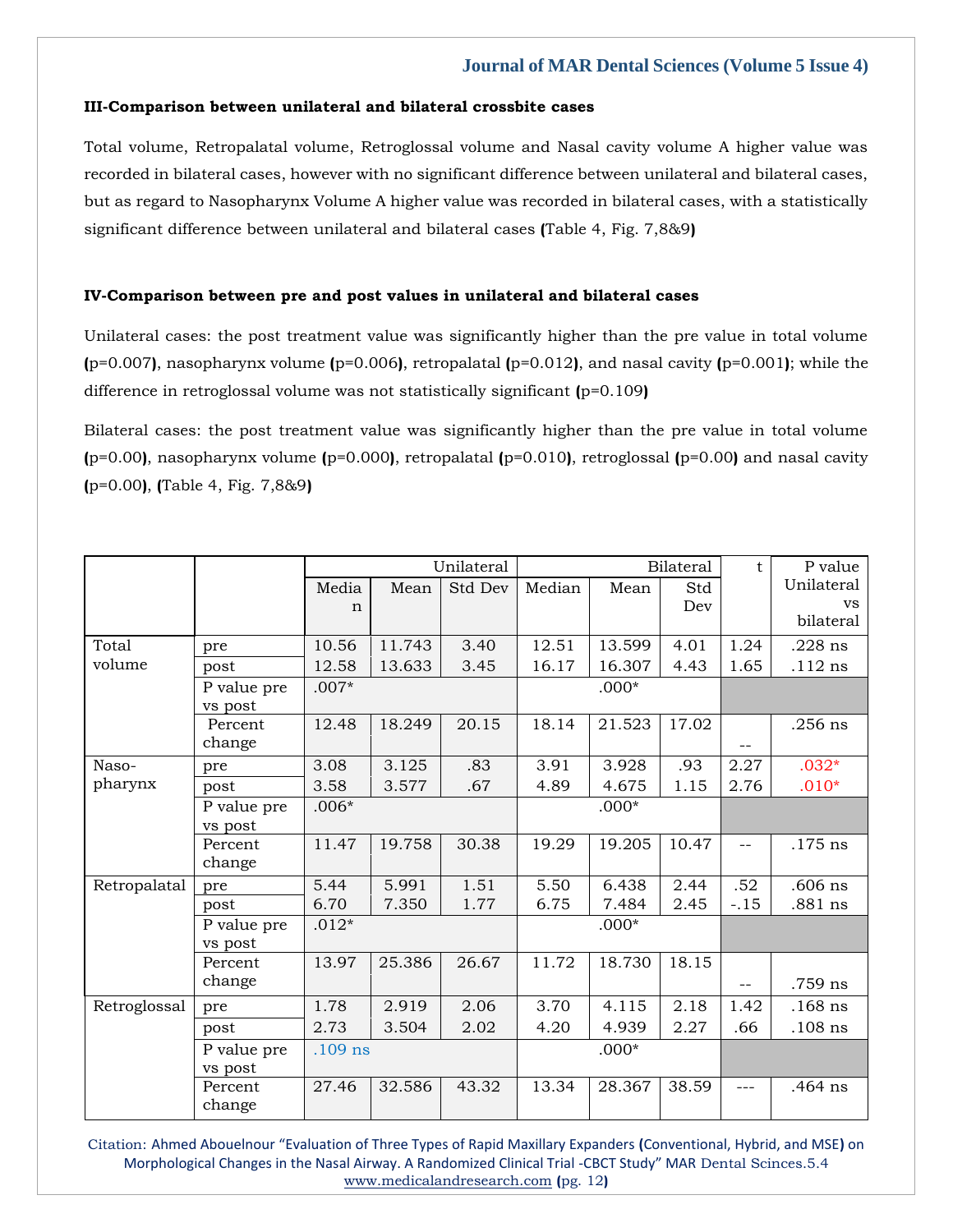### III-Comparison between unilateral and bilateral crossbite cases

Total volume, Retropalatal volume, Retroglossal volume and Nasal cavity volume A higher value was recorded in bilateral cases, however with no significant difference between unilateral and bilateral cases, but as regard to Nasopharynx Volume A higher value was recorded in bilateral cases, with a statistically significant difference between unilateral and bilateral cases (Table 4, Fig. 7,8&9)

### IV-Comparison between pre and post values in unilateral and bilateral cases

Unilateral cases: the post treatment value was significantly higher than the pre value in total volume (p=0.007), nasopharynx volume (p=0.006), retropalatal (p=0.012), and nasal cavity (p=0.001); while the difference in retroglossal volume was not statistically significant (p=0.109)

Bilateral cases: the post treatment value was significantly higher than the pre value in total volume (p=0.00), nasopharynx volume (p=0.000), retropalatal (p=0.010), retroglossal (p=0.00) and nasal cavity (p=0.00), (Table 4, Fig. 7,8&9)

| | | Unilateral | | | Bilateral | | | t | P value Unilateral vs bilateral |
|---|---|---|---|---|---|---|---|---|---|
| | | Median | Mean | Std Dev | Median | Mean | Std Dev | | |
| Total volume | pre | 10.56 | 11.743 | 3.40 | 12.51 | 13.599 | 4.01 | 1.24 | .228 ns |
| | post | 12.58 | 13.633 | 3.45 | 16.17 | 16.307 | 4.43 | 1.65 | .112 ns |
| | P value pre vs post | .007* | | | .000* | | | | |
| | Percent change | 12.48 | 18.249 | 20.15 | 18.14 | 21.523 | 17.02 | -- | .256 ns |
| Naso-pharynx | pre | 3.08 | 3.125 | .83 | 3.91 | 3.928 | .93 | 2.27 | .032* |
| | post | 3.58 | 3.577 | .67 | 4.89 | 4.675 | 1.15 | 2.76 | .010* |
| | P value pre vs post | .006* | | | .000* | | | | |
| | Percent change | 11.47 | 19.758 | 30.38 | 19.29 | 19.205 | 10.47 | -- | .175 ns |
| Retropalatal | pre | 5.44 | 5.991 | 1.51 | 5.50 | 6.438 | 2.44 | .52 | .606 ns |
| | post | 6.70 | 7.350 | 1.77 | 6.75 | 7.484 | 2.45 | -.15 | .881 ns |
| | P value pre vs post | .012* | | | .000* | | | | |
| | Percent change | 13.97 | 25.386 | 26.67 | 11.72 | 18.730 | 18.15 | -- | .759 ns |
| Retroglossal | pre | 1.78 | 2.919 | 2.06 | 3.70 | 4.115 | 2.18 | 1.42 | .168 ns |
| | post | 2.73 | 3.504 | 2.02 | 4.20 | 4.939 | 2.27 | .66 | .108 ns |
| | P value pre vs post | .109 ns | | | .000* | | | | |
| | Percent change | 27.46 | 32.586 | 43.32 | 13.34 | 28.367 | 38.59 | --- | .464 ns |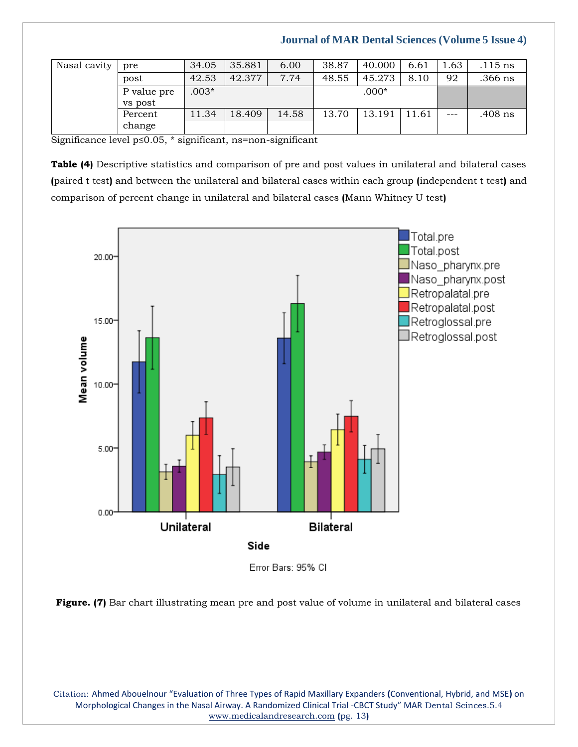| Nasal cavity | pre | 34.05 | 35.881 | 6.00 | 38.87 | 40.000 | 6.61 | 1.63 | .115 ns |
|---|---|---|---|---|---|---|---|---|---|
| | post | 42.53 | 42.377 | 7.74 | 48.55 | 45.273 | 8.10 | 92 | .366 ns |
| | P value pre vs post | .003* | | | .000* | | | | |
| | Percent change | 11.34 | 18.409 | 14.58 | 13.70 | 13.191 | 11.61 | --- | .408 ns |

Significance level p≤0.05, * significant, ns=non-significant

**Table (4)** Descriptive statistics and comparison of pre and post values in unilateral and bilateral cases (paired t test) and between the unilateral and bilateral cases within each group (independent t test) and comparison of percent change in unilateral and bilateral cases (Mann Whitney U test)

**Figure. (7)** Bar chart illustrating mean pre and post value of volume in unilateral and bilateral cases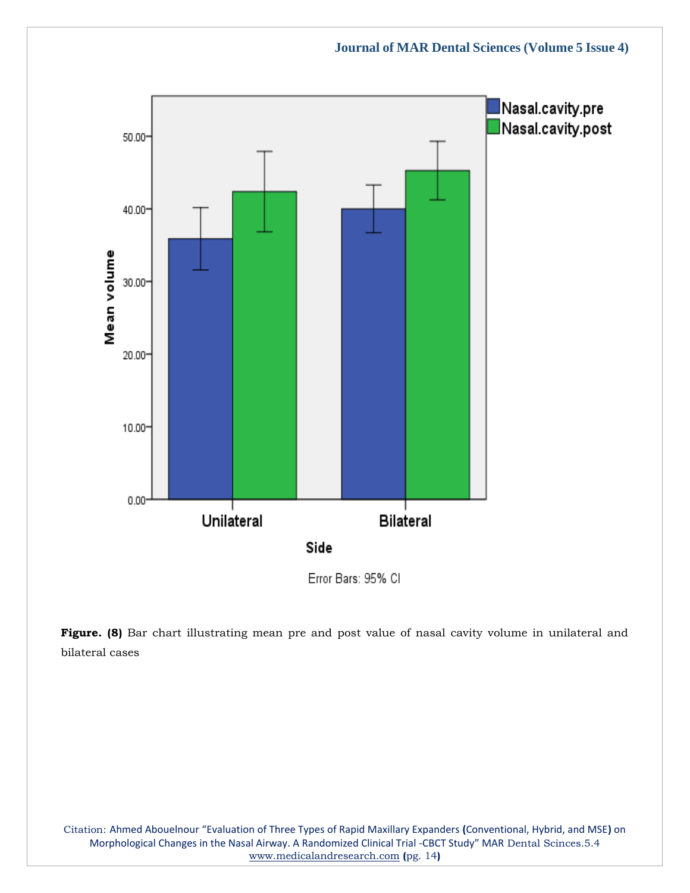**Figure. (8)** Bar chart illustrating mean pre and post value of nasal cavity volume in unilateral and bilateral cases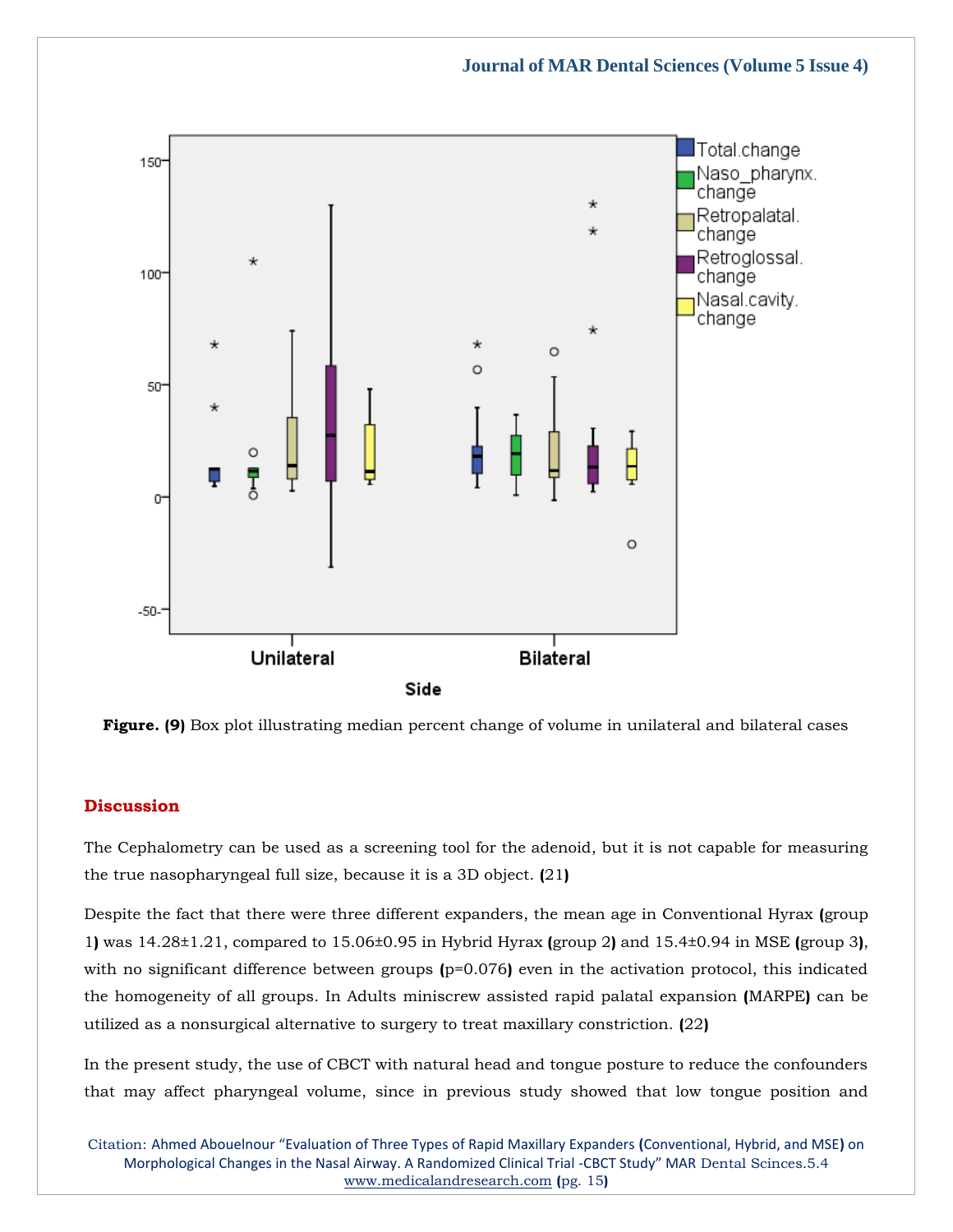**Figure. (9)** Box plot illustrating median percent change of volume in unilateral and bilateral cases

## Discussion

The Cephalometry can be used as a screening tool for the adenoid, but it is not capable for measuring the true nasopharyngeal full size, because it is a 3D object. (21)

Despite the fact that there were three different expanders, the mean age in Conventional Hyrax (group 1) was 14.28±1.21, compared to 15.06±0.95 in Hybrid Hyrax (group 2) and 15.4±0.94 in MSE (group 3), with no significant difference between groups (p=0.076) even in the activation protocol, this indicated the homogeneity of all groups. In Adults miniscrew assisted rapid palatal expansion (MARPE) can be utilized as a nonsurgical alternative to surgery to treat maxillary constriction. (22)

In the present study, the use of CBCT with natural head and tongue posture to reduce the confounders that may affect pharyngeal volume, since in previous study showed that low tongue position and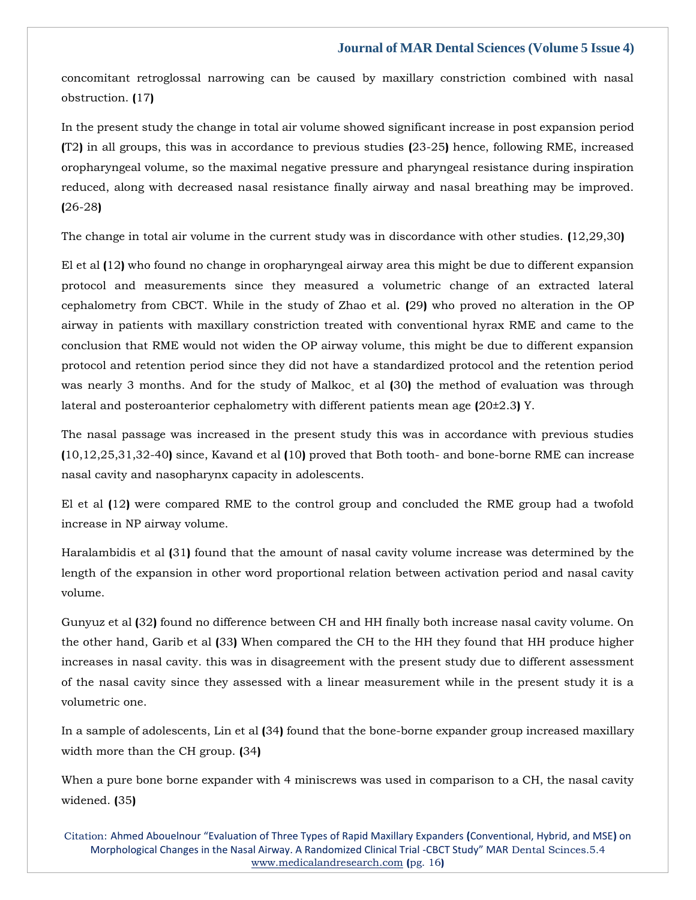concomitant retroglossal narrowing can be caused by maxillary constriction combined with nasal obstruction. (17)

In the present study the change in total air volume showed significant increase in post expansion period (T2) in all groups, this was in accordance to previous studies (23-25) hence, following RME, increased oropharyngeal volume, so the maximal negative pressure and pharyngeal resistance during inspiration reduced, along with decreased nasal resistance finally airway and nasal breathing may be improved. (26-28)

The change in total air volume in the current study was in discordance with other studies. (12,29,30)

El et al (12) who found no change in oropharyngeal airway area this might be due to different expansion protocol and measurements since they measured a volumetric change of an extracted lateral cephalometry from CBCT. While in the study of Zhao et al. (29) who proved no alteration in the OP airway in patients with maxillary constriction treated with conventional hyrax RME and came to the conclusion that RME would not widen the OP airway volume, this might be due to different expansion protocol and retention period since they did not have a standardized protocol and the retention period was nearly 3 months. And for the study of Malkoc¸ et al (30) the method of evaluation was through lateral and posteroanterior cephalometry with different patients mean age (20±2.3) Y.

The nasal passage was increased in the present study this was in accordance with previous studies (10,12,25,31,32-40) since, Kavand et al (10) proved that Both tooth- and bone-borne RME can increase nasal cavity and nasopharynx capacity in adolescents.

El et al (12) were compared RME to the control group and concluded the RME group had a twofold increase in NP airway volume.

Haralambidis et al (31) found that the amount of nasal cavity volume increase was determined by the length of the expansion in other word proportional relation between activation period and nasal cavity volume.

Gunyuz et al (32) found no difference between CH and HH finally both increase nasal cavity volume. On the other hand, Garib et al (33) When compared the CH to the HH they found that HH produce higher increases in nasal cavity. this was in disagreement with the present study due to different assessment of the nasal cavity since they assessed with a linear measurement while in the present study it is a volumetric one.

In a sample of adolescents, Lin et al (34) found that the bone-borne expander group increased maxillary width more than the CH group. (34)

When a pure bone borne expander with 4 miniscrews was used in comparison to a CH, the nasal cavity widened. (35)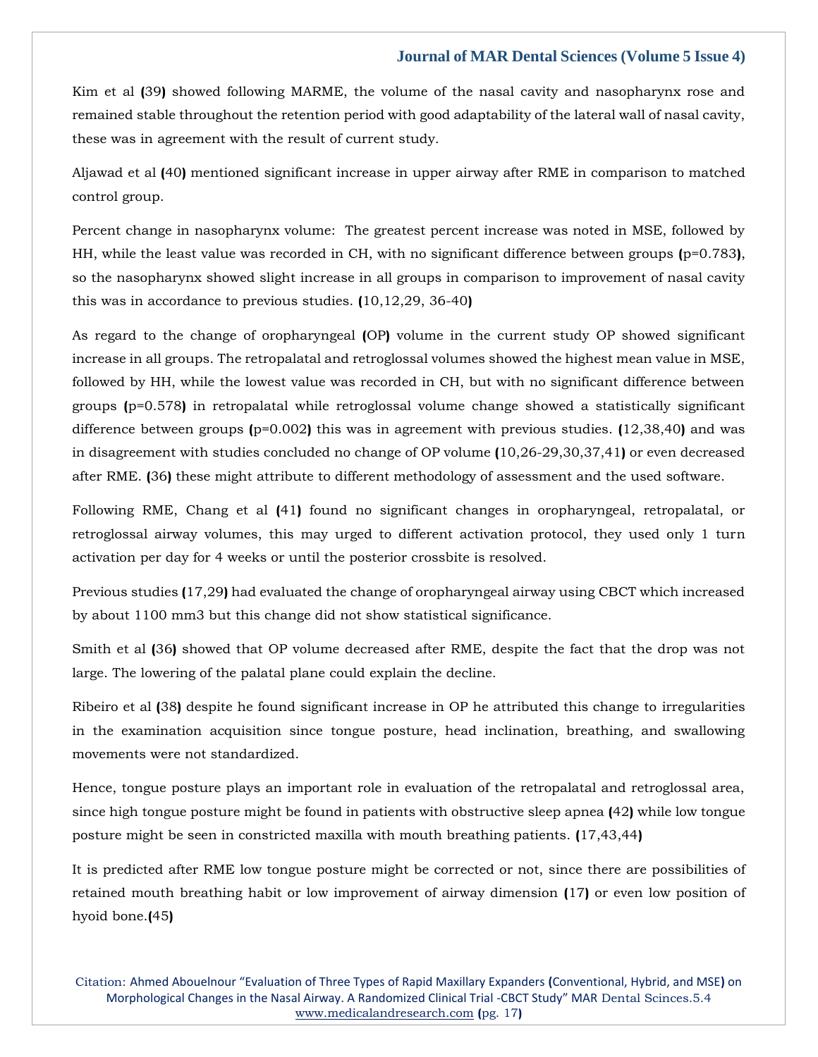Kim et al (39) showed following MARME, the volume of the nasal cavity and nasopharynx rose and remained stable throughout the retention period with good adaptability of the lateral wall of nasal cavity, these was in agreement with the result of current study.

Aljawad et al (40) mentioned significant increase in upper airway after RME in comparison to matched control group.

Percent change in nasopharynx volume: The greatest percent increase was noted in MSE, followed by HH, while the least value was recorded in CH, with no significant difference between groups (p=0.783), so the nasopharynx showed slight increase in all groups in comparison to improvement of nasal cavity this was in accordance to previous studies. (10,12,29, 36-40)

As regard to the change of oropharyngeal (OP) volume in the current study OP showed significant increase in all groups. The retropalatal and retroglossal volumes showed the highest mean value in MSE, followed by HH, while the lowest value was recorded in CH, but with no significant difference between groups (p=0.578) in retropalatal while retroglossal volume change showed a statistically significant difference between groups (p=0.002) this was in agreement with previous studies. (12,38,40) and was in disagreement with studies concluded no change of OP volume (10,26-29,30,37,41) or even decreased after RME. (36) these might attribute to different methodology of assessment and the used software.

Following RME, Chang et al (41) found no significant changes in oropharyngeal, retropalatal, or retroglossal airway volumes, this may urged to different activation protocol, they used only 1 turn activation per day for 4 weeks or until the posterior crossbite is resolved.

Previous studies (17,29) had evaluated the change of oropharyngeal airway using CBCT which increased by about 1100 mm3 but this change did not show statistical significance.

Smith et al (36) showed that OP volume decreased after RME, despite the fact that the drop was not large. The lowering of the palatal plane could explain the decline.

Ribeiro et al (38) despite he found significant increase in OP he attributed this change to irregularities in the examination acquisition since tongue posture, head inclination, breathing, and swallowing movements were not standardized.

Hence, tongue posture plays an important role in evaluation of the retropalatal and retroglossal area, since high tongue posture might be found in patients with obstructive sleep apnea (42) while low tongue posture might be seen in constricted maxilla with mouth breathing patients. (17,43,44)

It is predicted after RME low tongue posture might be corrected or not, since there are possibilities of retained mouth breathing habit or low improvement of airway dimension (17) or even low position of hyoid bone.(45)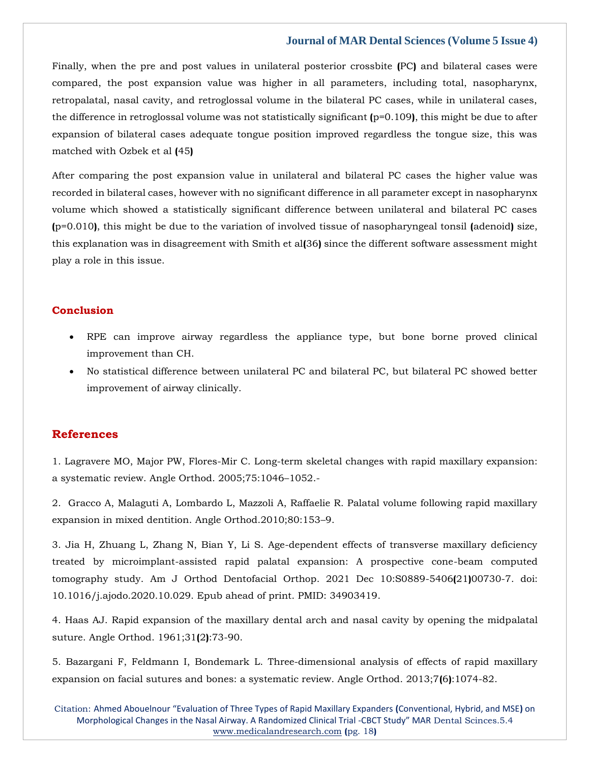Finally, when the pre and post values in unilateral posterior crossbite (PC) and bilateral cases were compared, the post expansion value was higher in all parameters, including total, nasopharynx, retropalatal, nasal cavity, and retroglossal volume in the bilateral PC cases, while in unilateral cases, the difference in retroglossal volume was not statistically significant (p=0.109), this might be due to after expansion of bilateral cases adequate tongue position improved regardless the tongue size, this was matched with Ozbek et al (45)

After comparing the post expansion value in unilateral and bilateral PC cases the higher value was recorded in bilateral cases, however with no significant difference in all parameter except in nasopharynx volume which showed a statistically significant difference between unilateral and bilateral PC cases (p=0.010), this might be due to the variation of involved tissue of nasopharyngeal tonsil (adenoid) size, this explanation was in disagreement with Smith et al(36) since the different software assessment might play a role in this issue.

## Conclusion

- RPE can improve airway regardless the appliance type, but bone borne proved clinical improvement than CH.
- No statistical difference between unilateral PC and bilateral PC, but bilateral PC showed better improvement of airway clinically.

## References

1. Lagravere MO, Major PW, Flores-Mir C. Long-term skeletal changes with rapid maxillary expansion: a systematic review. Angle Orthod. 2005;75:1046–1052.-

2. Gracco A, Malaguti A, Lombardo L, Mazzoli A, Raffaelie R. Palatal volume following rapid maxillary expansion in mixed dentition. Angle Orthod.2010;80:153–9.

3. Jia H, Zhuang L, Zhang N, Bian Y, Li S. Age-dependent effects of transverse maxillary deficiency treated by microimplant-assisted rapid palatal expansion: A prospective cone-beam computed tomography study. Am J Orthod Dentofacial Orthop. 2021 Dec 10:S0889-5406(21)00730-7. doi: 10.1016/j.ajodo.2020.10.029. Epub ahead of print. PMID: 34903419.

4. Haas AJ. Rapid expansion of the maxillary dental arch and nasal cavity by opening the midpalatal suture. Angle Orthod. 1961;31(2):73-90.

5. Bazargani F, Feldmann I, Bondemark L. Three-dimensional analysis of effects of rapid maxillary expansion on facial sutures and bones: a systematic review. Angle Orthod. 2013;7(6):1074-82.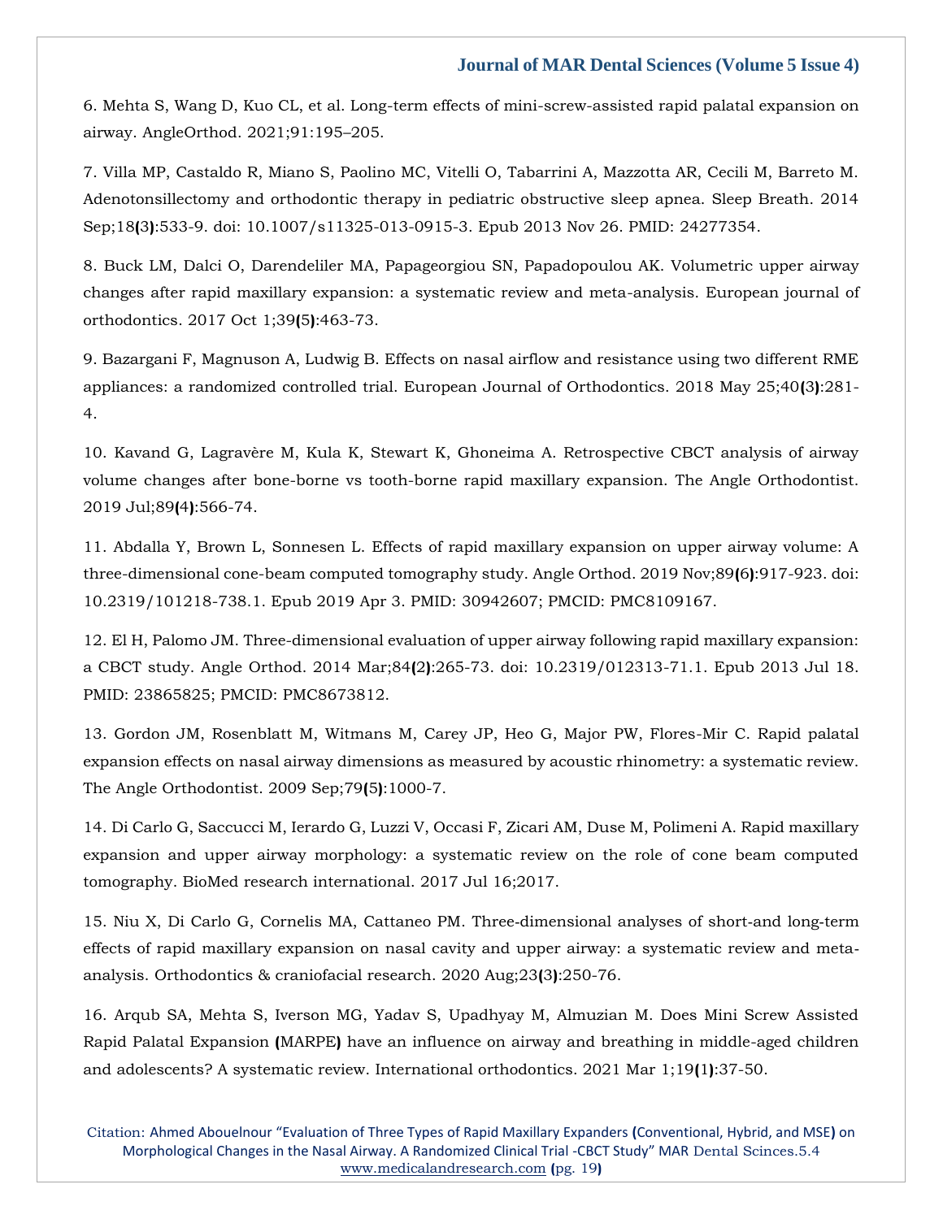6. Mehta S, Wang D, Kuo CL, et al. Long-term effects of mini-screw-assisted rapid palatal expansion on airway. AngleOrthod. 2021;91:195–205.

7. Villa MP, Castaldo R, Miano S, Paolino MC, Vitelli O, Tabarrini A, Mazzotta AR, Cecili M, Barreto M. Adenotonsillectomy and orthodontic therapy in pediatric obstructive sleep apnea. Sleep Breath. 2014 Sep;18(3):533-9. doi: 10.1007/s11325-013-0915-3. Epub 2013 Nov 26. PMID: 24277354.

8. Buck LM, Dalci O, Darendeliler MA, Papageorgiou SN, Papadopoulou AK. Volumetric upper airway changes after rapid maxillary expansion: a systematic review and meta-analysis. European journal of orthodontics. 2017 Oct 1;39(5):463-73.

9. Bazargani F, Magnuson A, Ludwig B. Effects on nasal airflow and resistance using two different RME appliances: a randomized controlled trial. European Journal of Orthodontics. 2018 May 25;40(3):281-4.

10. Kavand G, Lagravère M, Kula K, Stewart K, Ghoneima A. Retrospective CBCT analysis of airway volume changes after bone-borne vs tooth-borne rapid maxillary expansion. The Angle Orthodontist. 2019 Jul;89(4):566-74.

11. Abdalla Y, Brown L, Sonnesen L. Effects of rapid maxillary expansion on upper airway volume: A three-dimensional cone-beam computed tomography study. Angle Orthod. 2019 Nov;89(6):917-923. doi: 10.2319/101218-738.1. Epub 2019 Apr 3. PMID: 30942607; PMCID: PMC8109167.

12. El H, Palomo JM. Three-dimensional evaluation of upper airway following rapid maxillary expansion: a CBCT study. Angle Orthod. 2014 Mar;84(2):265-73. doi: 10.2319/012313-71.1. Epub 2013 Jul 18. PMID: 23865825; PMCID: PMC8673812.

13. Gordon JM, Rosenblatt M, Witmans M, Carey JP, Heo G, Major PW, Flores-Mir C. Rapid palatal expansion effects on nasal airway dimensions as measured by acoustic rhinometry: a systematic review. The Angle Orthodontist. 2009 Sep;79(5):1000-7.

14. Di Carlo G, Saccucci M, Ierardo G, Luzzi V, Occasi F, Zicari AM, Duse M, Polimeni A. Rapid maxillary expansion and upper airway morphology: a systematic review on the role of cone beam computed tomography. BioMed research international. 2017 Jul 16;2017.

15. Niu X, Di Carlo G, Cornelis MA, Cattaneo PM. Three-dimensional analyses of short-and long-term effects of rapid maxillary expansion on nasal cavity and upper airway: a systematic review and meta-analysis. Orthodontics & craniofacial research. 2020 Aug;23(3):250-76.

16. Arqub SA, Mehta S, Iverson MG, Yadav S, Upadhyay M, Almuzian M. Does Mini Screw Assisted Rapid Palatal Expansion (MARPE) have an influence on airway and breathing in middle-aged children and adolescents? A systematic review. International orthodontics. 2021 Mar 1;19(1):37-50.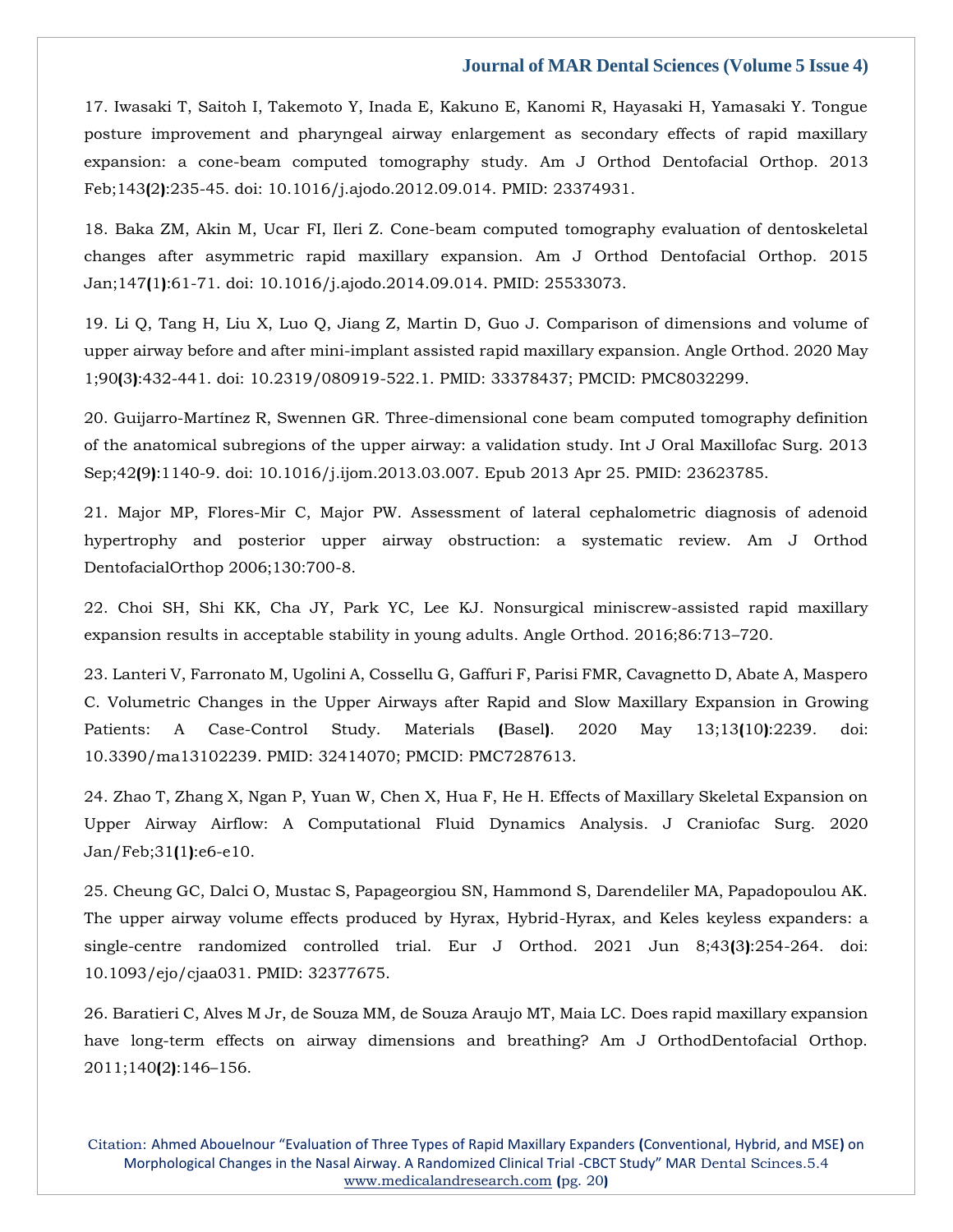17. Iwasaki T, Saitoh I, Takemoto Y, Inada E, Kakuno E, Kanomi R, Hayasaki H, Yamasaki Y. Tongue posture improvement and pharyngeal airway enlargement as secondary effects of rapid maxillary expansion: a cone-beam computed tomography study. Am J Orthod Dentofacial Orthop. 2013 Feb;143(2):235-45. doi: 10.1016/j.ajodo.2012.09.014. PMID: 23374931.

18. Baka ZM, Akin M, Ucar FI, Ileri Z. Cone-beam computed tomography evaluation of dentoskeletal changes after asymmetric rapid maxillary expansion. Am J Orthod Dentofacial Orthop. 2015 Jan;147(1):61-71. doi: 10.1016/j.ajodo.2014.09.014. PMID: 25533073.

19. Li Q, Tang H, Liu X, Luo Q, Jiang Z, Martin D, Guo J. Comparison of dimensions and volume of upper airway before and after mini-implant assisted rapid maxillary expansion. Angle Orthod. 2020 May 1;90(3):432-441. doi: 10.2319/080919-522.1. PMID: 33378437; PMCID: PMC8032299.

20. Guijarro-Martínez R, Swennen GR. Three-dimensional cone beam computed tomography definition of the anatomical subregions of the upper airway: a validation study. Int J Oral Maxillofac Surg. 2013 Sep;42(9):1140-9. doi: 10.1016/j.ijom.2013.03.007. Epub 2013 Apr 25. PMID: 23623785.

21. Major MP, Flores-Mir C, Major PW. Assessment of lateral cephalometric diagnosis of adenoid hypertrophy and posterior upper airway obstruction: a systematic review. Am J Orthod DentofacialOrthop 2006;130:700-8.

22. Choi SH, Shi KK, Cha JY, Park YC, Lee KJ. Nonsurgical miniscrew-assisted rapid maxillary expansion results in acceptable stability in young adults. Angle Orthod. 2016;86:713–720.

23. Lanteri V, Farronato M, Ugolini A, Cossellu G, Gaffuri F, Parisi FMR, Cavagnetto D, Abate A, Maspero C. Volumetric Changes in the Upper Airways after Rapid and Slow Maxillary Expansion in Growing Patients: A Case-Control Study. Materials (Basel). 2020 May 13;13(10):2239. doi: 10.3390/ma13102239. PMID: 32414070; PMCID: PMC7287613.

24. Zhao T, Zhang X, Ngan P, Yuan W, Chen X, Hua F, He H. Effects of Maxillary Skeletal Expansion on Upper Airway Airflow: A Computational Fluid Dynamics Analysis. J Craniofac Surg. 2020 Jan/Feb;31(1):e6-e10.

25. Cheung GC, Dalci O, Mustac S, Papageorgiou SN, Hammond S, Darendeliler MA, Papadopoulou AK. The upper airway volume effects produced by Hyrax, Hybrid-Hyrax, and Keles keyless expanders: a single-centre randomized controlled trial. Eur J Orthod. 2021 Jun 8;43(3):254-264. doi: 10.1093/ejo/cjaa031. PMID: 32377675.

26. Baratieri C, Alves M Jr, de Souza MM, de Souza Araujo MT, Maia LC. Does rapid maxillary expansion have long-term effects on airway dimensions and breathing? Am J OrthodDentofacial Orthop. 2011;140(2):146–156.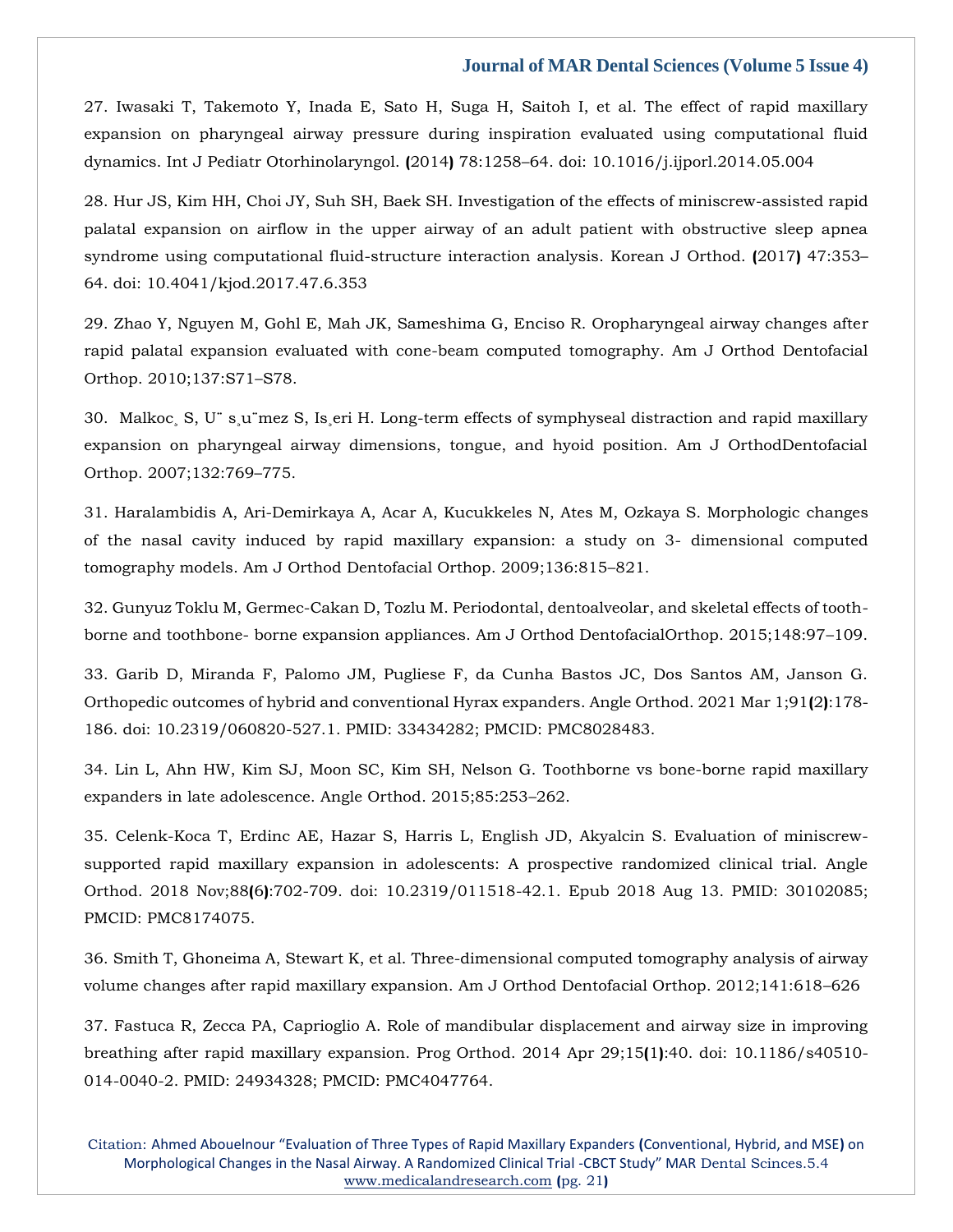27. Iwasaki T, Takemoto Y, Inada E, Sato H, Suga H, Saitoh I, et al. The effect of rapid maxillary expansion on pharyngeal airway pressure during inspiration evaluated using computational fluid dynamics. Int J Pediatr Otorhinolaryngol. (2014) 78:1258–64. doi: 10.1016/j.ijporl.2014.05.004

28. Hur JS, Kim HH, Choi JY, Suh SH, Baek SH. Investigation of the effects of miniscrew-assisted rapid palatal expansion on airflow in the upper airway of an adult patient with obstructive sleep apnea syndrome using computational fluid-structure interaction analysis. Korean J Orthod. (2017) 47:353–64. doi: 10.4041/kjod.2017.47.6.353

29. Zhao Y, Nguyen M, Gohl E, Mah JK, Sameshima G, Enciso R. Oropharyngeal airway changes after rapid palatal expansion evaluated with cone-beam computed tomography. Am J Orthod Dentofacial Orthop. 2010;137:S71–S78.

30. Malkoc¸ S, U¨ s¸u¨mez S, Is¸eri H. Long-term effects of symphyseal distraction and rapid maxillary expansion on pharyngeal airway dimensions, tongue, and hyoid position. Am J OrthodDentofacial Orthop. 2007;132:769–775.

31. Haralambidis A, Ari-Demirkaya A, Acar A, Kucukkeles N, Ates M, Ozkaya S. Morphologic changes of the nasal cavity induced by rapid maxillary expansion: a study on 3- dimensional computed tomography models. Am J Orthod Dentofacial Orthop. 2009;136:815–821.

32. Gunyuz Toklu M, Germec-Cakan D, Tozlu M. Periodontal, dentoalveolar, and skeletal effects of tooth-borne and toothbone- borne expansion appliances. Am J Orthod DentofacialOrthop. 2015;148:97–109.

33. Garib D, Miranda F, Palomo JM, Pugliese F, da Cunha Bastos JC, Dos Santos AM, Janson G. Orthopedic outcomes of hybrid and conventional Hyrax expanders. Angle Orthod. 2021 Mar 1;91(2):178-186. doi: 10.2319/060820-527.1. PMID: 33434282; PMCID: PMC8028483.

34. Lin L, Ahn HW, Kim SJ, Moon SC, Kim SH, Nelson G. Toothborne vs bone-borne rapid maxillary expanders in late adolescence. Angle Orthod. 2015;85:253–262.

35. Celenk-Koca T, Erdinc AE, Hazar S, Harris L, English JD, Akyalcin S. Evaluation of miniscrew-supported rapid maxillary expansion in adolescents: A prospective randomized clinical trial. Angle Orthod. 2018 Nov;88(6):702-709. doi: 10.2319/011518-42.1. Epub 2018 Aug 13. PMID: 30102085; PMCID: PMC8174075.

36. Smith T, Ghoneima A, Stewart K, et al. Three-dimensional computed tomography analysis of airway volume changes after rapid maxillary expansion. Am J Orthod Dentofacial Orthop. 2012;141:618–626

37. Fastuca R, Zecca PA, Caprioglio A. Role of mandibular displacement and airway size in improving breathing after rapid maxillary expansion. Prog Orthod. 2014 Apr 29;15(1):40. doi: 10.1186/s40510-014-0040-2. PMID: 24934328; PMCID: PMC4047764.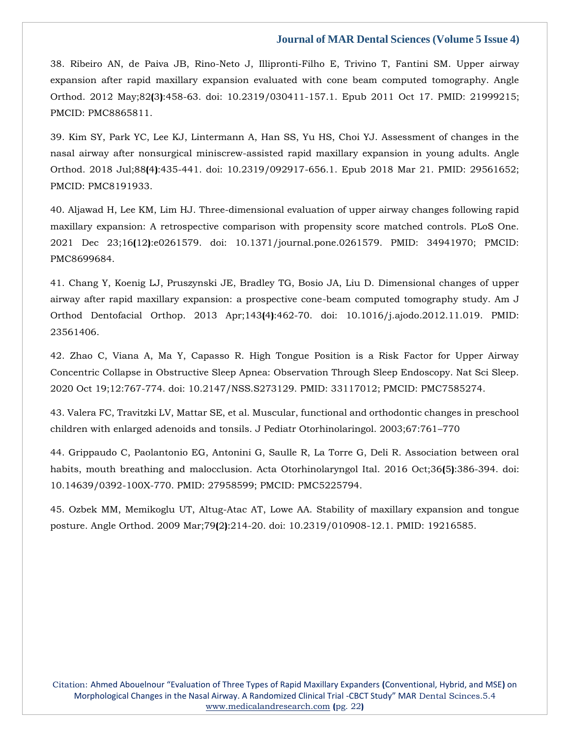38. Ribeiro AN, de Paiva JB, Rino-Neto J, Illipronti-Filho E, Trivino T, Fantini SM. Upper airway expansion after rapid maxillary expansion evaluated with cone beam computed tomography. Angle Orthod. 2012 May;82(3):458-63. doi: 10.2319/030411-157.1. Epub 2011 Oct 17. PMID: 21999215; PMCID: PMC8865811.

39. Kim SY, Park YC, Lee KJ, Lintermann A, Han SS, Yu HS, Choi YJ. Assessment of changes in the nasal airway after nonsurgical miniscrew-assisted rapid maxillary expansion in young adults. Angle Orthod. 2018 Jul;88(4):435-441. doi: 10.2319/092917-656.1. Epub 2018 Mar 21. PMID: 29561652; PMCID: PMC8191933.

40. Aljawad H, Lee KM, Lim HJ. Three-dimensional evaluation of upper airway changes following rapid maxillary expansion: A retrospective comparison with propensity score matched controls. PLoS One. 2021 Dec 23;16(12):e0261579. doi: 10.1371/journal.pone.0261579. PMID: 34941970; PMCID: PMC8699684.

41. Chang Y, Koenig LJ, Pruszynski JE, Bradley TG, Bosio JA, Liu D. Dimensional changes of upper airway after rapid maxillary expansion: a prospective cone-beam computed tomography study. Am J Orthod Dentofacial Orthop. 2013 Apr;143(4):462-70. doi: 10.1016/j.ajodo.2012.11.019. PMID: 23561406.

42. Zhao C, Viana A, Ma Y, Capasso R. High Tongue Position is a Risk Factor for Upper Airway Concentric Collapse in Obstructive Sleep Apnea: Observation Through Sleep Endoscopy. Nat Sci Sleep. 2020 Oct 19;12:767-774. doi: 10.2147/NSS.S273129. PMID: 33117012; PMCID: PMC7585274.

43. Valera FC, Travitzki LV, Mattar SE, et al. Muscular, functional and orthodontic changes in preschool children with enlarged adenoids and tonsils. J Pediatr Otorhinolaringol. 2003;67:761–770

44. Grippaudo C, Paolantonio EG, Antonini G, Saulle R, La Torre G, Deli R. Association between oral habits, mouth breathing and malocclusion. Acta Otorhinolaryngol Ital. 2016 Oct;36(5):386-394. doi: 10.14639/0392-100X-770. PMID: 27958599; PMCID: PMC5225794.

45. Ozbek MM, Memikoglu UT, Altug-Atac AT, Lowe AA. Stability of maxillary expansion and tongue posture. Angle Orthod. 2009 Mar;79(2):214-20. doi: 10.2319/010908-12.1. PMID: 19216585.